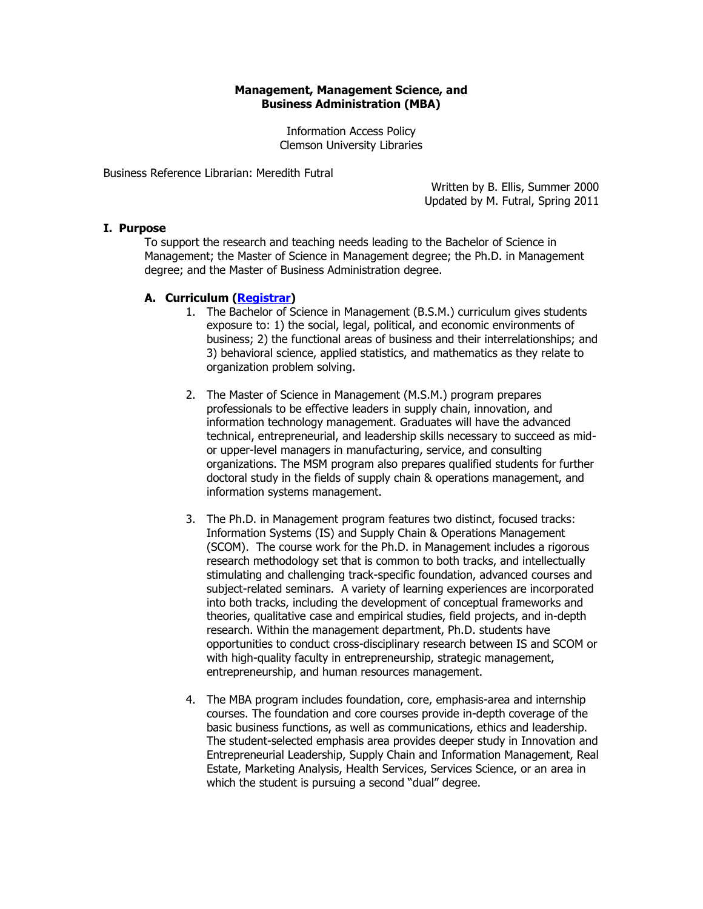**Management, Management Science, and**
**Business Administration (MBA)**

Information Access Policy
Clemson University Libraries

Business Reference Librarian: Meredith Futral

Written by B. Ellis, Summer 2000
Updated by M. Futral, Spring 2011

## I. Purpose

To support the research and teaching needs leading to the Bachelor of Science in Management; the Master of Science in Management degree; the Ph.D. in Management degree; and the Master of Business Administration degree.

### A. Curriculum (Registrar)

1. The Bachelor of Science in Management (B.S.M.) curriculum gives students exposure to: 1) the social, legal, political, and economic environments of business; 2) the functional areas of business and their interrelationships; and 3) behavioral science, applied statistics, and mathematics as they relate to organization problem solving.

2. The Master of Science in Management (M.S.M.) program prepares professionals to be effective leaders in supply chain, innovation, and information technology management. Graduates will have the advanced technical, entrepreneurial, and leadership skills necessary to succeed as mid- or upper-level managers in manufacturing, service, and consulting organizations. The MSM program also prepares qualified students for further doctoral study in the fields of supply chain & operations management, and information systems management.

3. The Ph.D. in Management program features two distinct, focused tracks: Information Systems (IS) and Supply Chain & Operations Management (SCOM). The course work for the Ph.D. in Management includes a rigorous research methodology set that is common to both tracks, and intellectually stimulating and challenging track-specific foundation, advanced courses and subject-related seminars. A variety of learning experiences are incorporated into both tracks, including the development of conceptual frameworks and theories, qualitative case and empirical studies, field projects, and in-depth research. Within the management department, Ph.D. students have opportunities to conduct cross-disciplinary research between IS and SCOM or with high-quality faculty in entrepreneurship, strategic management, entrepreneurship, and human resources management.

4. The MBA program includes foundation, core, emphasis-area and internship courses. The foundation and core courses provide in-depth coverage of the basic business functions, as well as communications, ethics and leadership. The student-selected emphasis area provides deeper study in Innovation and Entrepreneurial Leadership, Supply Chain and Information Management, Real Estate, Marketing Analysis, Health Services, Services Science, or an area in which the student is pursuing a second "dual" degree.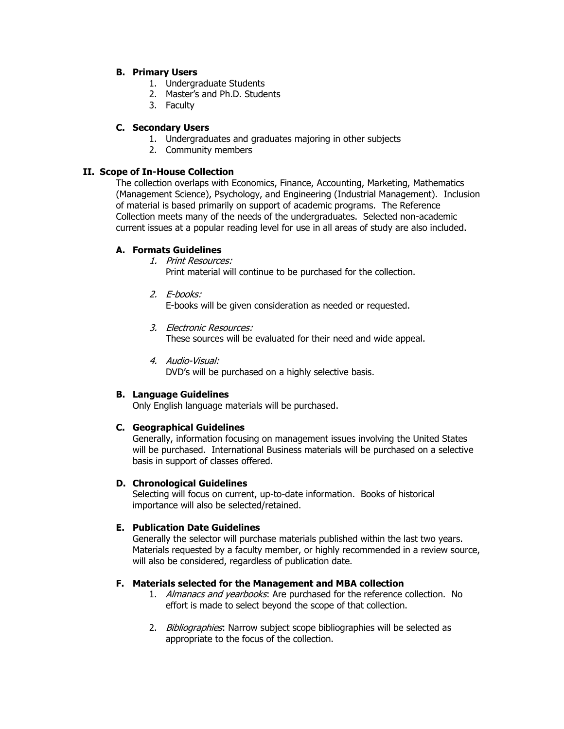### B. Primary Users

1. Undergraduate Students
2. Master's and Ph.D. Students
3. Faculty

### C. Secondary Users

1. Undergraduates and graduates majoring in other subjects
2. Community members

## II. Scope of In-House Collection

The collection overlaps with Economics, Finance, Accounting, Marketing, Mathematics (Management Science), Psychology, and Engineering (Industrial Management). Inclusion of material is based primarily on support of academic programs. The Reference Collection meets many of the needs of the undergraduates. Selected non-academic current issues at a popular reading level for use in all areas of study are also included.

### A. Formats Guidelines

1. *Print Resources:*
   Print material will continue to be purchased for the collection.

2. *E-books:*
   E-books will be given consideration as needed or requested.

3. *Electronic Resources:*
   These sources will be evaluated for their need and wide appeal.

4. *Audio-Visual:*
   DVD's will be purchased on a highly selective basis.

### B. Language Guidelines

Only English language materials will be purchased.

### C. Geographical Guidelines

Generally, information focusing on management issues involving the United States will be purchased. International Business materials will be purchased on a selective basis in support of classes offered.

### D. Chronological Guidelines

Selecting will focus on current, up-to-date information. Books of historical importance will also be selected/retained.

### E. Publication Date Guidelines

Generally the selector will purchase materials published within the last two years. Materials requested by a faculty member, or highly recommended in a review source, will also be considered, regardless of publication date.

### F. Materials selected for the Management and MBA collection

1. *Almanacs and yearbooks*: Are purchased for the reference collection. No effort is made to select beyond the scope of that collection.

2. *Bibliographies*: Narrow subject scope bibliographies will be selected as appropriate to the focus of the collection.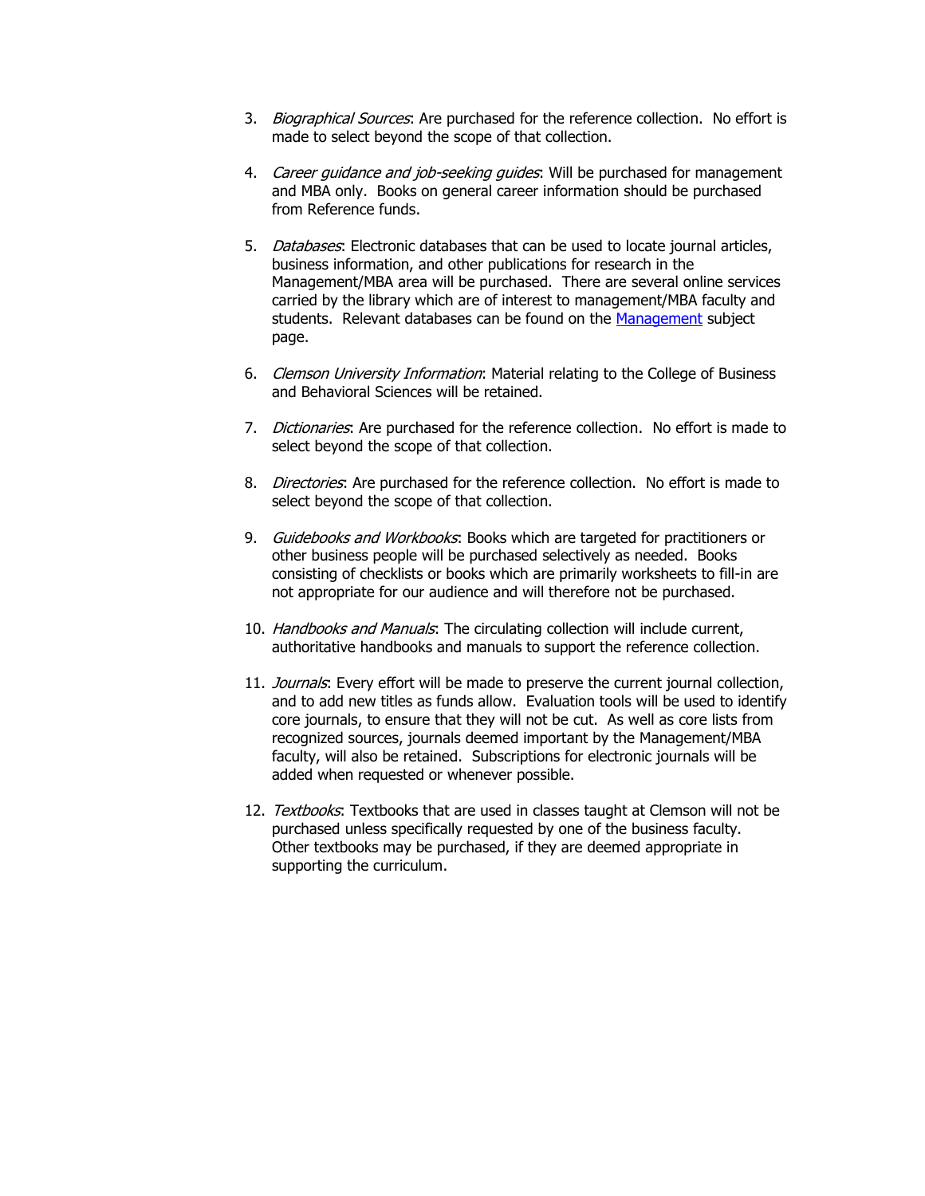3. *Biographical Sources*: Are purchased for the reference collection. No effort is made to select beyond the scope of that collection.

4. *Career guidance and job-seeking guides*: Will be purchased for management and MBA only. Books on general career information should be purchased from Reference funds.

5. *Databases*: Electronic databases that can be used to locate journal articles, business information, and other publications for research in the Management/MBA area will be purchased. There are several online services carried by the library which are of interest to management/MBA faculty and students. Relevant databases can be found on the Management subject page.

6. *Clemson University Information*: Material relating to the College of Business and Behavioral Sciences will be retained.

7. *Dictionaries*: Are purchased for the reference collection. No effort is made to select beyond the scope of that collection.

8. *Directories*: Are purchased for the reference collection. No effort is made to select beyond the scope of that collection.

9. *Guidebooks and Workbooks*: Books which are targeted for practitioners or other business people will be purchased selectively as needed. Books consisting of checklists or books which are primarily worksheets to fill-in are not appropriate for our audience and will therefore not be purchased.

10. *Handbooks and Manuals*: The circulating collection will include current, authoritative handbooks and manuals to support the reference collection.

11. *Journals*: Every effort will be made to preserve the current journal collection, and to add new titles as funds allow. Evaluation tools will be used to identify core journals, to ensure that they will not be cut. As well as core lists from recognized sources, journals deemed important by the Management/MBA faculty, will also be retained. Subscriptions for electronic journals will be added when requested or whenever possible.

12. *Textbooks*: Textbooks that are used in classes taught at Clemson will not be purchased unless specifically requested by one of the business faculty. Other textbooks may be purchased, if they are deemed appropriate in supporting the curriculum.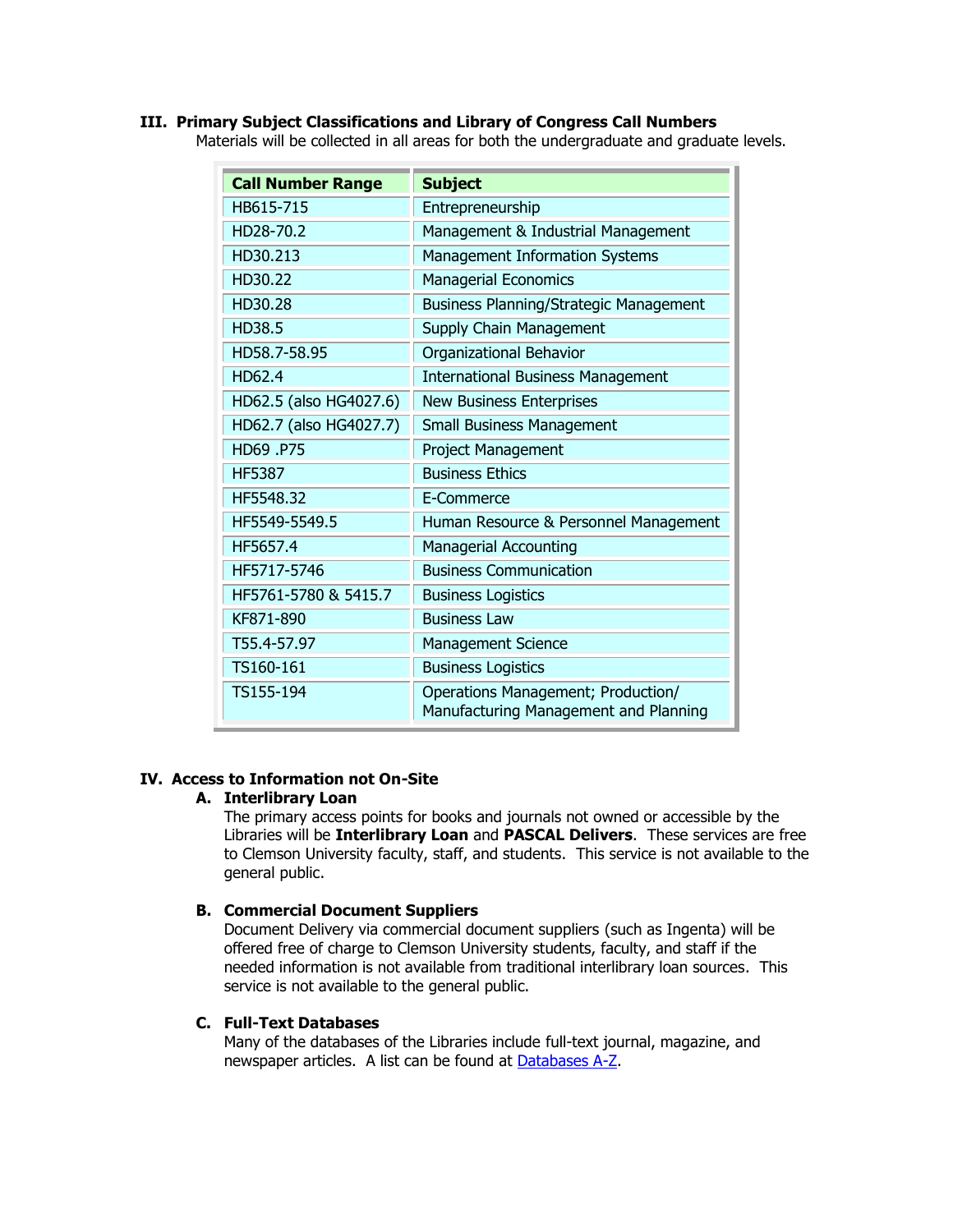## III. Primary Subject Classifications and Library of Congress Call Numbers

Materials will be collected in all areas for both the undergraduate and graduate levels.

| Call Number Range | Subject |
|---|---|
| HB615-715 | Entrepreneurship |
| HD28-70.2 | Management & Industrial Management |
| HD30.213 | Management Information Systems |
| HD30.22 | Managerial Economics |
| HD30.28 | Business Planning/Strategic Management |
| HD38.5 | Supply Chain Management |
| HD58.7-58.95 | Organizational Behavior |
| HD62.4 | International Business Management |
| HD62.5 (also HG4027.6) | New Business Enterprises |
| HD62.7 (also HG4027.7) | Small Business Management |
| HD69 .P75 | Project Management |
| HF5387 | Business Ethics |
| HF5548.32 | E-Commerce |
| HF5549-5549.5 | Human Resource & Personnel Management |
| HF5657.4 | Managerial Accounting |
| HF5717-5746 | Business Communication |
| HF5761-5780 & 5415.7 | Business Logistics |
| KF871-890 | Business Law |
| T55.4-57.97 | Management Science |
| TS160-161 | Business Logistics |
| TS155-194 | Operations Management; Production/ Manufacturing Management and Planning |

## IV. Access to Information not On-Site

### A. Interlibrary Loan

The primary access points for books and journals not owned or accessible by the Libraries will be **Interlibrary Loan** and **PASCAL Delivers**. These services are free to Clemson University faculty, staff, and students. This service is not available to the general public.

### B. Commercial Document Suppliers

Document Delivery via commercial document suppliers (such as Ingenta) will be offered free of charge to Clemson University students, faculty, and staff if the needed information is not available from traditional interlibrary loan sources. This service is not available to the general public.

### C. Full-Text Databases

Many of the databases of the Libraries include full-text journal, magazine, and newspaper articles. A list can be found at Databases A-Z.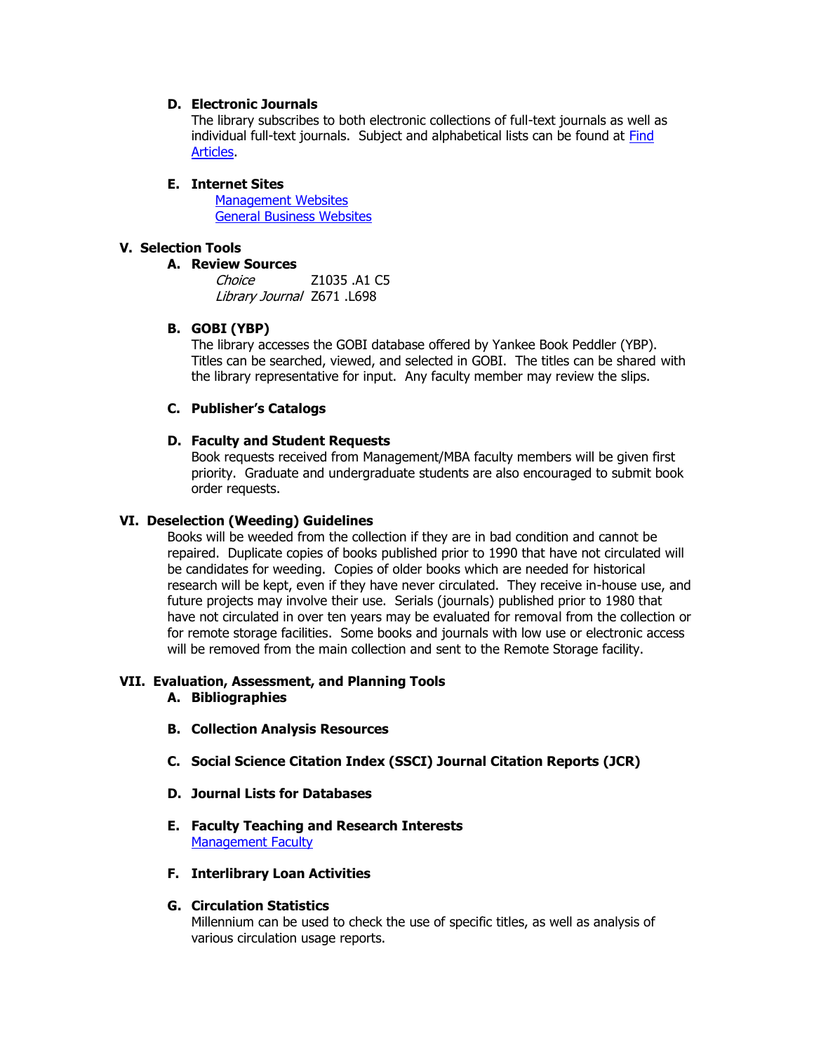### D. Electronic Journals

The library subscribes to both electronic collections of full-text journals as well as individual full-text journals. Subject and alphabetical lists can be found at Find Articles.

### E. Internet Sites

Management Websites
General Business Websites

## V. Selection Tools

### A. Review Sources

*Choice* Z1035 .A1 C5
*Library Journal* Z671 .L698

### B. GOBI (YBP)

The library accesses the GOBI database offered by Yankee Book Peddler (YBP). Titles can be searched, viewed, and selected in GOBI. The titles can be shared with the library representative for input. Any faculty member may review the slips.

### C. Publisher's Catalogs

### D. Faculty and Student Requests

Book requests received from Management/MBA faculty members will be given first priority. Graduate and undergraduate students are also encouraged to submit book order requests.

## VI. Deselection (Weeding) Guidelines

Books will be weeded from the collection if they are in bad condition and cannot be repaired. Duplicate copies of books published prior to 1990 that have not circulated will be candidates for weeding. Copies of older books which are needed for historical research will be kept, even if they have never circulated. They receive in-house use, and future projects may involve their use. Serials (journals) published prior to 1980 that have not circulated in over ten years may be evaluated for removal from the collection or for remote storage facilities. Some books and journals with low use or electronic access will be removed from the main collection and sent to the Remote Storage facility.

## VII. Evaluation, Assessment, and Planning Tools

### A. Bibliographies

### B. Collection Analysis Resources

### C. Social Science Citation Index (SSCI) Journal Citation Reports (JCR)

### D. Journal Lists for Databases

### E. Faculty Teaching and Research Interests

Management Faculty

### F. Interlibrary Loan Activities

### G. Circulation Statistics

Millennium can be used to check the use of specific titles, as well as analysis of various circulation usage reports.